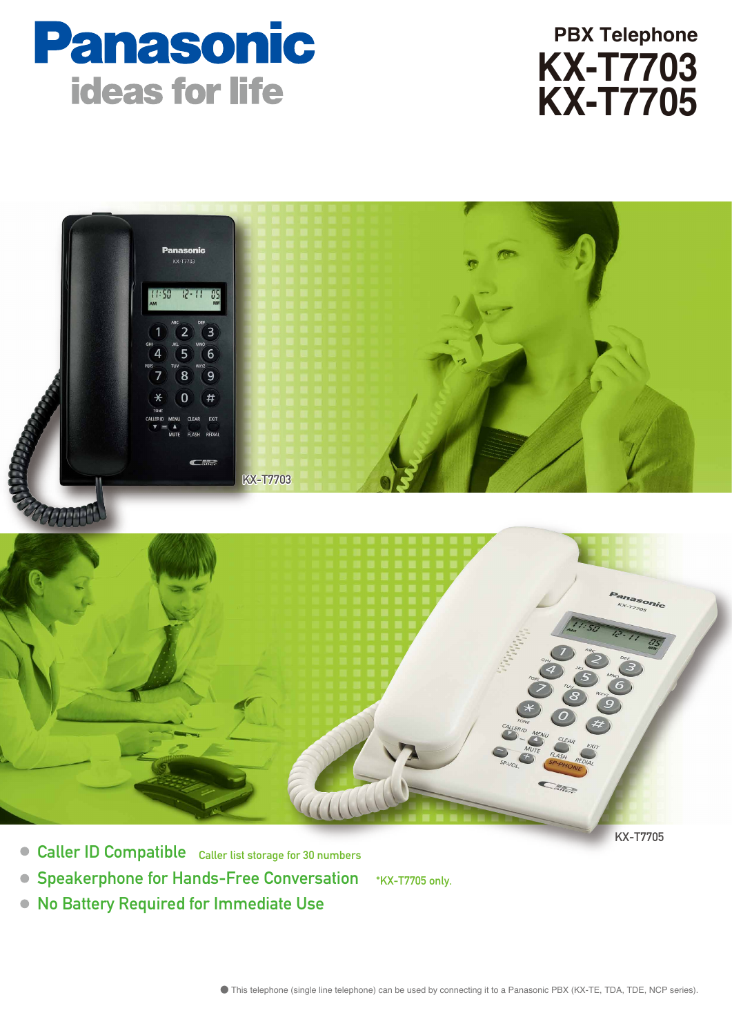# Panasonic

ideas for life

## PBX Telephone

# KX-T7703
# KX-T7705

KX-T7703

KX-T7705

- Caller ID Compatible — Caller list storage for 30 numbers
- Speakerphone for Hands-Free Conversation — *KX-T7705 only.
- No Battery Required for Immediate Use

● This telephone (single line telephone) can be used by connecting it to a Panasonic PBX (KX-TE, TDA, TDE, NCP series).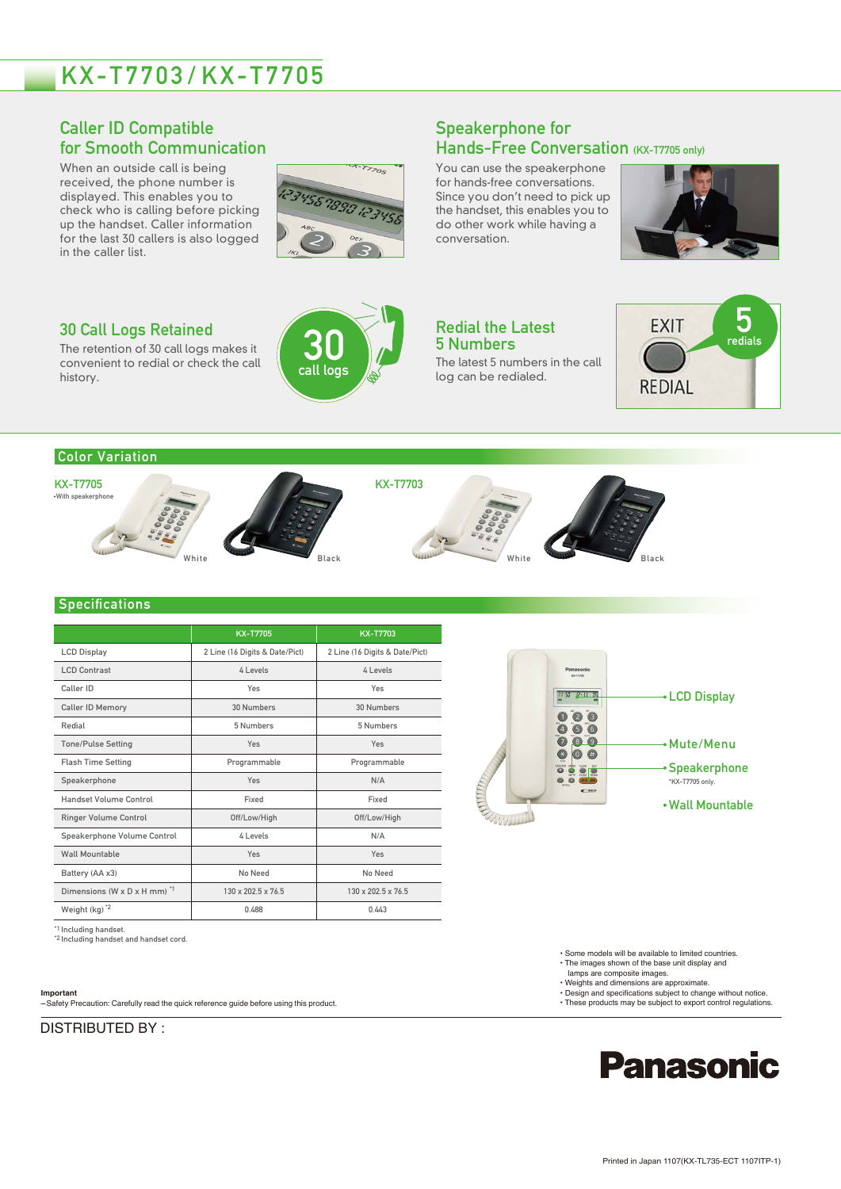# KX-T7703 / KX-T7705

## Caller ID Compatible for Smooth Communication

When an outside call is being received, the phone number is displayed. This enables you to check who is calling before picking up the handset. Caller information for the last 30 callers is also logged in the caller list.

## Speakerphone for Hands-Free Conversation (KX-T7705 only)

You can use the speakerphone for hands-free conversations. Since you don't need to pick up the handset, this enables you to do other work while having a conversation.

## 30 Call Logs Retained

The retention of 30 call logs makes it convenient to redial or check the call history.

## Redial the Latest 5 Numbers

The latest 5 numbers in the call log can be redialed.

## Color Variation

KX-T7705
•With speakerphone

White
Black

KX-T7703

White
Black

## Specifications

| | KX-T7705 | KX-T7703 |
|---|---|---|
| LCD Display | 2 Line (16 Digits & Date/Pict) | 2 Line (16 Digits & Date/Pict) |
| LCD Contrast | 4 Levels | 4 Levels |
| Caller ID | Yes | Yes |
| Caller ID Memory | 30 Numbers | 30 Numbers |
| Redial | 5 Numbers | 5 Numbers |
| Tone/Pulse Setting | Yes | Yes |
| Flash Time Setting | Programmable | Programmable |
| Speakerphone | Yes | N/A |
| Handset Volume Control | Fixed | Fixed |
| Ringer Volume Control | Off/Low/High | Off/Low/High |
| Speakerphone Volume Control | 4 Levels | N/A |
| Wall Mountable | Yes | Yes |
| Battery (AA x3) | No Need | No Need |
| Dimensions (W x D x H mm) *1 | 130 x 202.5 x 76.5 | 130 x 202.5 x 76.5 |
| Weight (kg) *2 | 0.488 | 0.443 |

*1 Including handset.
*2 Including handset and handset cord.

- LCD Display
- Mute/Menu
- Speakerphone
  *KX-T7705 only.
- Wall Mountable

- Some models will be available to limited countries.
- The images shown of the base unit display and lamps are composite images.
- Weights and dimensions are approximate.
- Design and specifications subject to change without notice.
- These products may be subject to export control regulations.

**Important**
–Safety Precaution: Carefully read the quick reference guide before using this product.

DISTRIBUTED BY :

Panasonic

Printed in Japan 1107(KX-TL735-ECT 1107ITP-1)